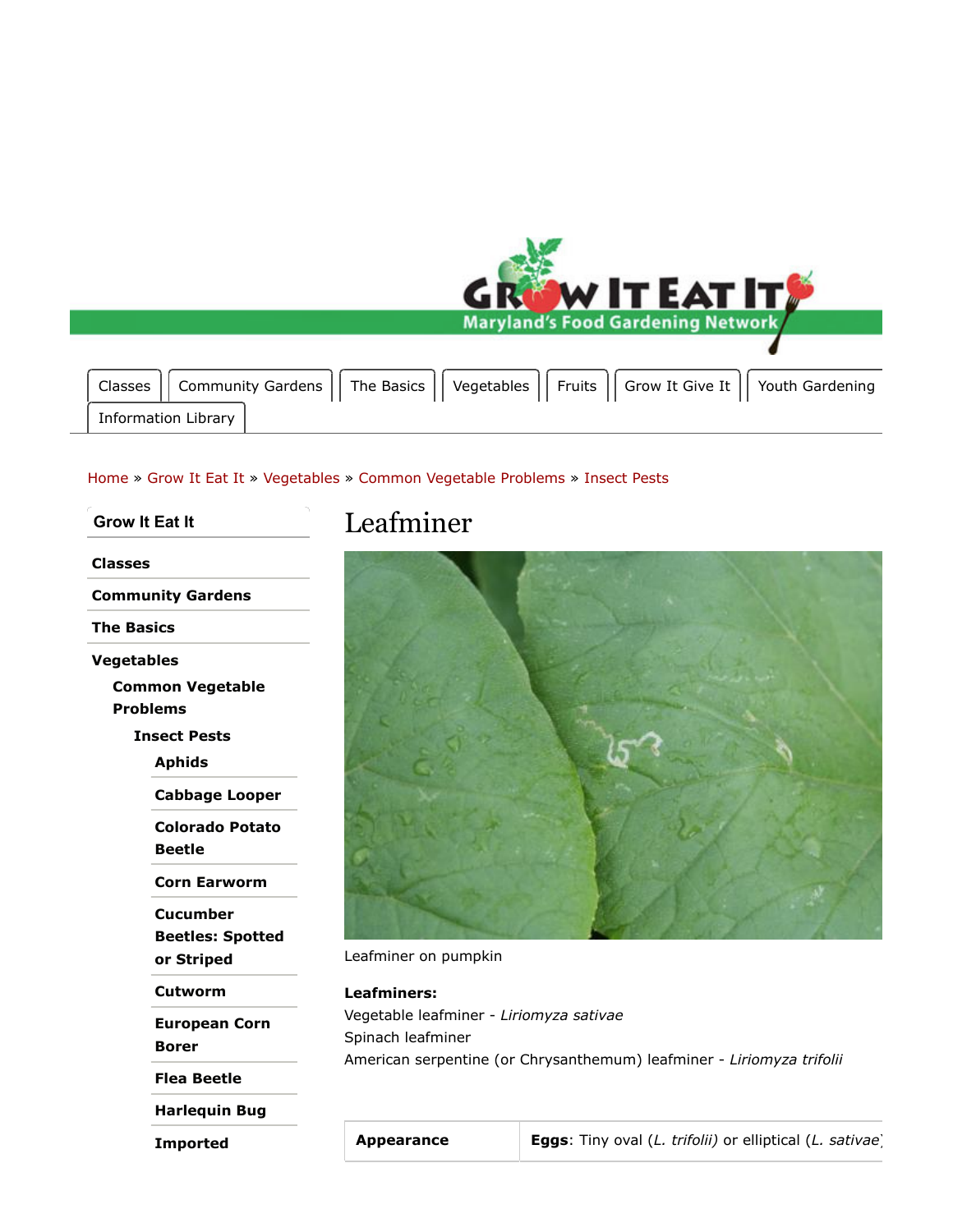Classes | Community Gardens | The Basics | Vegetables | Fruits | Grow It Give It | Youth Gardening | Information Library

Home » Grow It Eat It » Vegetables » Common Vegetable Problems » Insect Pests

**Grow It Eat It**

- **Classes**
- **Community Gardens**
- **The Basics**
- **Vegetables**
  - **Common Vegetable Problems**
    - **Insect Pests**
      - **Aphids**
      - **Cabbage Looper**
      - **Colorado Potato Beetle**
      - **Corn Earworm**
      - **Cucumber Beetles: Spotted or Striped**
      - **Cutworm**
      - **European Corn Borer**
      - **Flea Beetle**
      - **Harlequin Bug**
      - **Imported**

# Leafminer

Leafminer on pumpkin

**Leafminers:**
Vegetable leafminer - *Liriomyza sativae*
Spinach leafminer
American serpentine (or Chrysanthemum) leafminer - *Liriomyza trifolii*

| **Appearance** | **Eggs**: Tiny oval (*L. trifolii)* or elliptical (*L. sativae*) |
|---|---|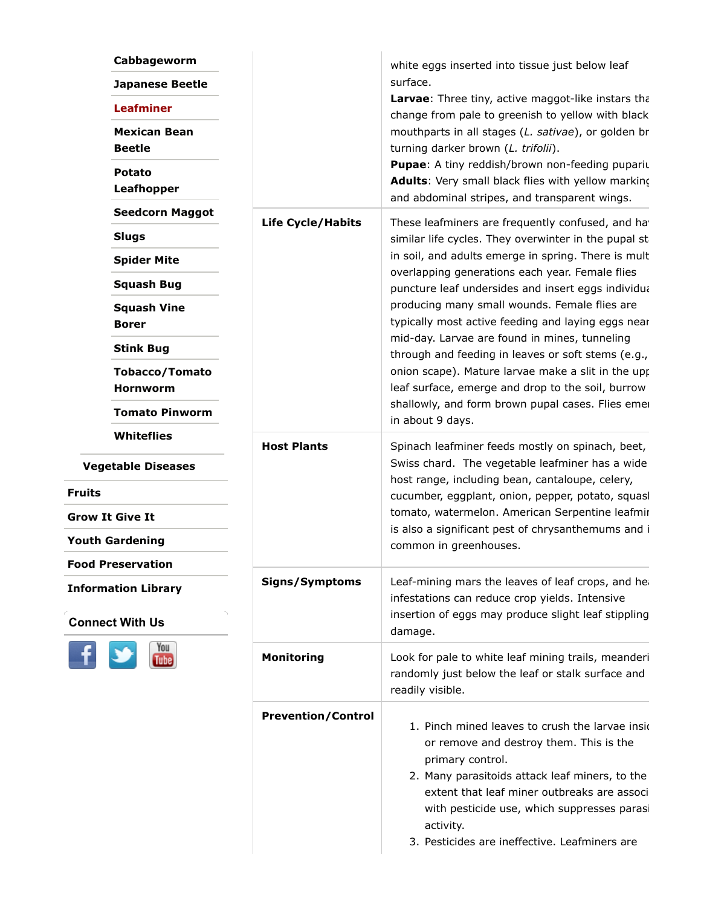- Cabbageworm
- Japanese Beetle
- **Leafminer**
- Mexican Bean Beetle
- Potato Leafhopper
- Seedcorn Maggot
- Slugs
- Spider Mite
- Squash Bug
- Squash Vine Borer
- Stink Bug
- Tobacco/Tomato Hornworm
- Tomato Pinworm
- Whiteflies

**Vegetable Diseases**

**Fruits**

**Grow It Give It**

**Youth Gardening**

**Food Preservation**

**Information Library**

**Connect With Us**

| | |
|---|---|
| | white eggs inserted into tissue just below leaf surface.<br>**Larvae**: Three tiny, active maggot-like instars tha change from pale to greenish to yellow with black mouthparts in all stages (*L. sativae*), or golden br turning darker brown (*L. trifolii*).<br>**Pupae**: A tiny reddish/brown non-feeding pupariu<br>**Adults**: Very small black flies with yellow marking and abdominal stripes, and transparent wings. |
| **Life Cycle/Habits** | These leafminers are frequently confused, and ha similar life cycles. They overwinter in the pupal st in soil, and adults emerge in spring. There is mult overlapping generations each year. Female flies puncture leaf undersides and insert eggs individua producing many small wounds. Female flies are typically most active feeding and laying eggs near mid-day. Larvae are found in mines, tunneling through and feeding in leaves or soft stems (e.g., onion scape). Mature larvae make a slit in the upp leaf surface, emerge and drop to the soil, burrow shallowly, and form brown pupal cases. Flies emer in about 9 days. |
| **Host Plants** | Spinach leafminer feeds mostly on spinach, beet, Swiss chard. The vegetable leafminer has a wide host range, including bean, cantaloupe, celery, cucumber, eggplant, onion, pepper, potato, squasl tomato, watermelon. American Serpentine leafmir is also a significant pest of chrysanthemums and i common in greenhouses. |
| **Signs/Symptoms** | Leaf-mining mars the leaves of leaf crops, and he infestations can reduce crop yields. Intensive insertion of eggs may produce slight leaf stippling damage. |
| **Monitoring** | Look for pale to white leaf mining trails, meanderi randomly just below the leaf or stalk surface and readily visible. |
| **Prevention/Control** | 1. Pinch mined leaves to crush the larvae insic or remove and destroy them. This is the primary control.<br>2. Many parasitoids attack leaf miners, to the extent that leaf miner outbreaks are associ with pesticide use, which suppresses parasi activity.<br>3. Pesticides are ineffective. Leafminers are |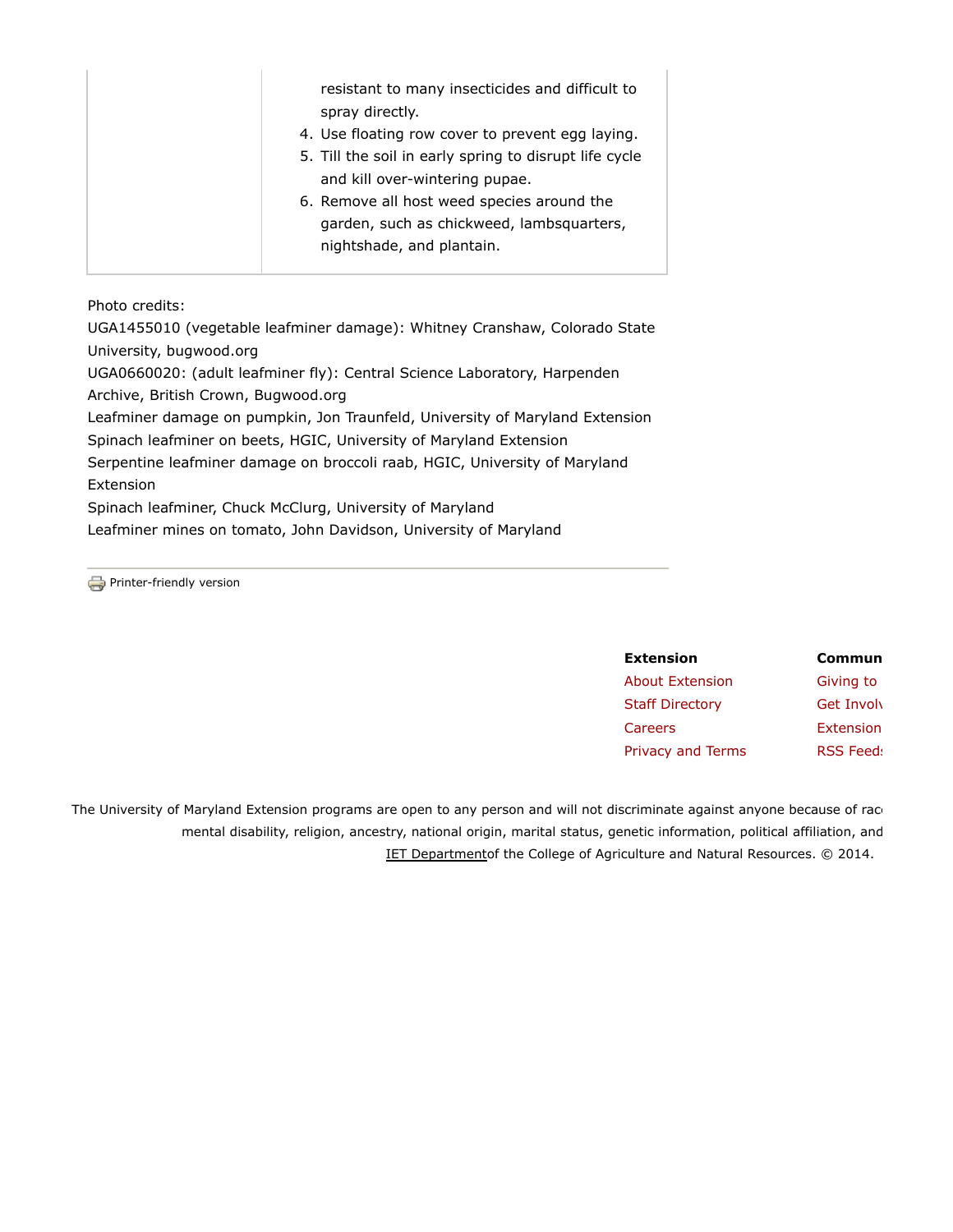| | |
|---|---|
| | resistant to many insecticides and difficult to spray directly.<br>4. Use floating row cover to prevent egg laying.<br>5. Till the soil in early spring to disrupt life cycle and kill over-wintering pupae.<br>6. Remove all host weed species around the garden, such as chickweed, lambsquarters, nightshade, and plantain. |

Photo credits:
UGA1455010 (vegetable leafminer damage): Whitney Cranshaw, Colorado State University, bugwood.org
UGA0660020: (adult leafminer fly): Central Science Laboratory, Harpenden Archive, British Crown, Bugwood.org
Leafminer damage on pumpkin, Jon Traunfeld, University of Maryland Extension
Spinach leafminer on beets, HGIC, University of Maryland Extension
Serpentine leafminer damage on broccoli raab, HGIC, University of Maryland Extension
Spinach leafminer, Chuck McClurg, University of Maryland
Leafminer mines on tomato, John Davidson, University of Maryland

---

Printer-friendly version

**Extension**
About Extension
Staff Directory
Careers
Privacy and Terms

**Commun**
Giving to
Get Involv
Extension
RSS Feeds

The University of Maryland Extension programs are open to any person and will not discriminate against anyone because of rac mental disability, religion, ancestry, national origin, marital status, genetic information, political affiliation, and IET Departmentof the College of Agriculture and Natural Resources. © 2014.